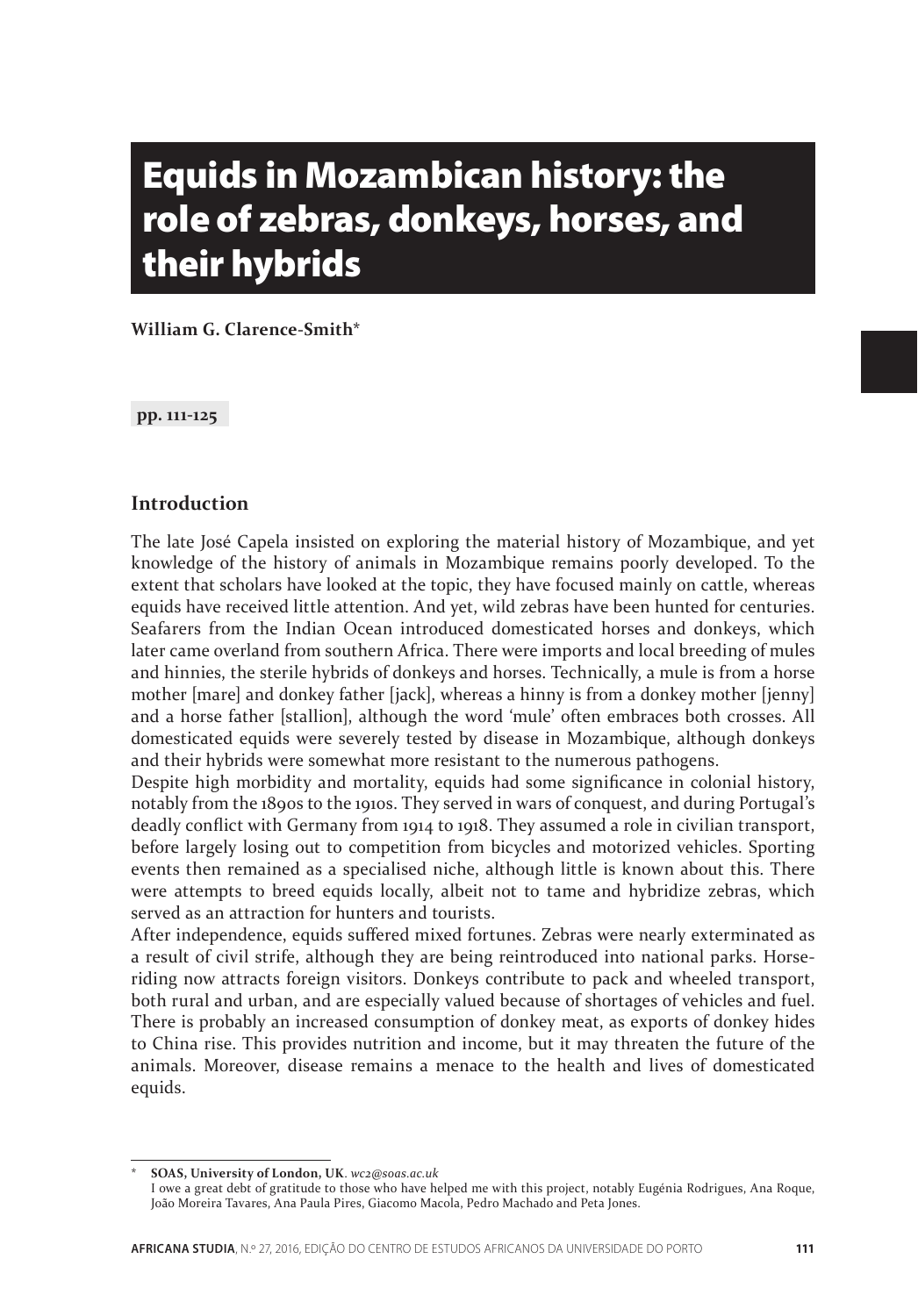# Equids in Mozambican history: the role of zebras, donkeys, horses, and their hybrids

**William G. Clarence-Smith***

**pp. 111-125**

## Introduction

The late José Capela insisted on exploring the material history of Mozambique, and yet knowledge of the history of animals in Mozambique remains poorly developed. To the extent that scholars have looked at the topic, they have focused mainly on cattle, whereas equids have received little attention. And yet, wild zebras have been hunted for centuries. Seafarers from the Indian Ocean introduced domesticated horses and donkeys, which later came overland from southern Africa. There were imports and local breeding of mules and hinnies, the sterile hybrids of donkeys and horses. Technically, a mule is from a horse mother [mare] and donkey father [jack], whereas a hinny is from a donkey mother [jenny] and a horse father [stallion], although the word 'mule' often embraces both crosses. All domesticated equids were severely tested by disease in Mozambique, although donkeys and their hybrids were somewhat more resistant to the numerous pathogens.

Despite high morbidity and mortality, equids had some significance in colonial history, notably from the 1890s to the 1910s. They served in wars of conquest, and during Portugal's deadly conflict with Germany from 1914 to 1918. They assumed a role in civilian transport, before largely losing out to competition from bicycles and motorized vehicles. Sporting events then remained as a specialised niche, although little is known about this. There were attempts to breed equids locally, albeit not to tame and hybridize zebras, which served as an attraction for hunters and tourists.

After independence, equids suffered mixed fortunes. Zebras were nearly exterminated as a result of civil strife, although they are being reintroduced into national parks. Horse-riding now attracts foreign visitors. Donkeys contribute to pack and wheeled transport, both rural and urban, and are especially valued because of shortages of vehicles and fuel. There is probably an increased consumption of donkey meat, as exports of donkey hides to China rise. This provides nutrition and income, but it may threaten the future of the animals. Moreover, disease remains a menace to the health and lives of domesticated equids.

---

\* **SOAS, University of London, UK**. *wc2@soas.ac.uk*
I owe a great debt of gratitude to those who have helped me with this project, notably Eugénia Rodrigues, Ana Roque, João Moreira Tavares, Ana Paula Pires, Giacomo Macola, Pedro Machado and Peta Jones.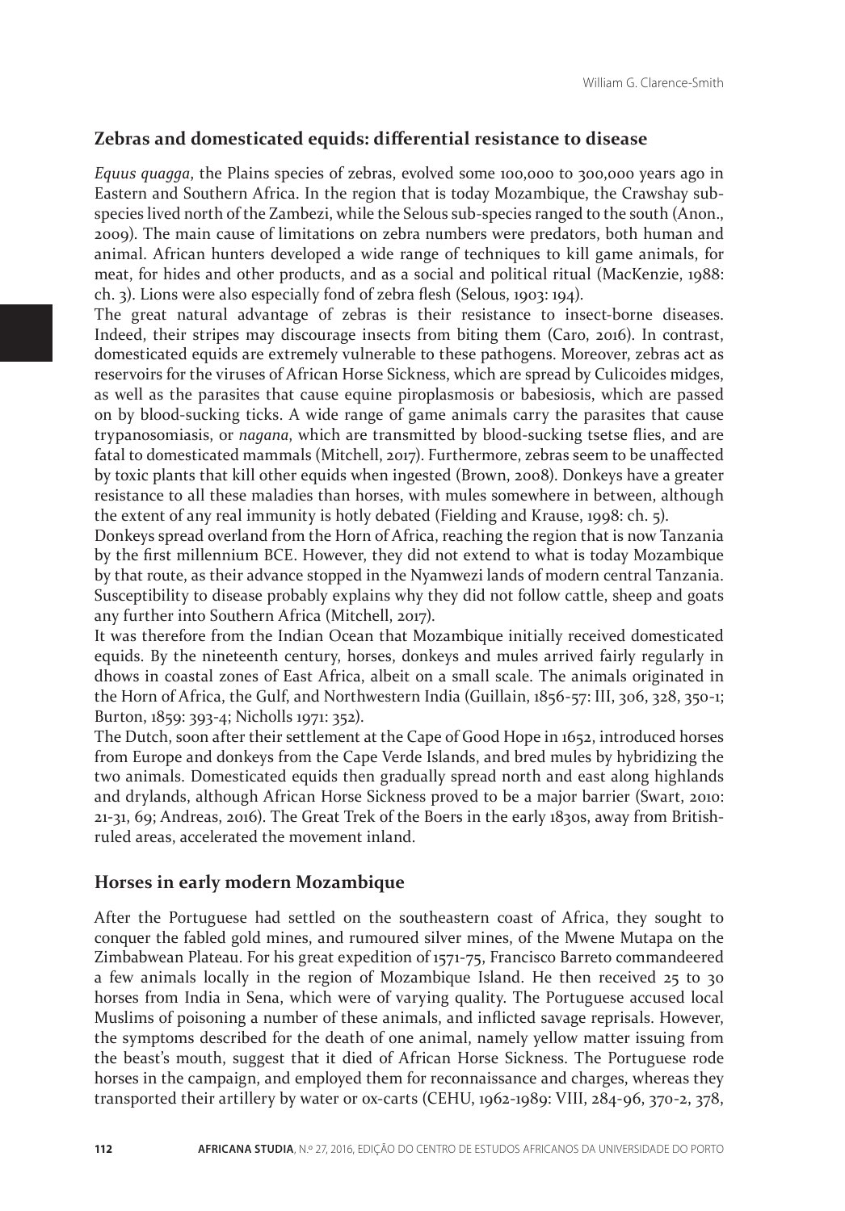## Zebras and domesticated equids: differential resistance to disease

*Equus quagga*, the Plains species of zebras, evolved some 100,000 to 300,000 years ago in Eastern and Southern Africa. In the region that is today Mozambique, the Crawshay sub-species lived north of the Zambezi, while the Selous sub-species ranged to the south (Anon., 2009). The main cause of limitations on zebra numbers were predators, both human and animal. African hunters developed a wide range of techniques to kill game animals, for meat, for hides and other products, and as a social and political ritual (MacKenzie, 1988: ch. 3). Lions were also especially fond of zebra flesh (Selous, 1903: 194).

The great natural advantage of zebras is their resistance to insect-borne diseases. Indeed, their stripes may discourage insects from biting them (Caro, 2016). In contrast, domesticated equids are extremely vulnerable to these pathogens. Moreover, zebras act as reservoirs for the viruses of African Horse Sickness, which are spread by Culicoides midges, as well as the parasites that cause equine piroplasmosis or babesiosis, which are passed on by blood-sucking ticks. A wide range of game animals carry the parasites that cause trypanosomiasis, or *nagana*, which are transmitted by blood-sucking tsetse flies, and are fatal to domesticated mammals (Mitchell, 2017). Furthermore, zebras seem to be unaffected by toxic plants that kill other equids when ingested (Brown, 2008). Donkeys have a greater resistance to all these maladies than horses, with mules somewhere in between, although the extent of any real immunity is hotly debated (Fielding and Krause, 1998: ch. 5).

Donkeys spread overland from the Horn of Africa, reaching the region that is now Tanzania by the first millennium BCE. However, they did not extend to what is today Mozambique by that route, as their advance stopped in the Nyamwezi lands of modern central Tanzania. Susceptibility to disease probably explains why they did not follow cattle, sheep and goats any further into Southern Africa (Mitchell, 2017).

It was therefore from the Indian Ocean that Mozambique initially received domesticated equids. By the nineteenth century, horses, donkeys and mules arrived fairly regularly in dhows in coastal zones of East Africa, albeit on a small scale. The animals originated in the Horn of Africa, the Gulf, and Northwestern India (Guillain, 1856-57: III, 306, 328, 350-1; Burton, 1859: 393-4; Nicholls 1971: 352).

The Dutch, soon after their settlement at the Cape of Good Hope in 1652, introduced horses from Europe and donkeys from the Cape Verde Islands, and bred mules by hybridizing the two animals. Domesticated equids then gradually spread north and east along highlands and drylands, although African Horse Sickness proved to be a major barrier (Swart, 2010: 21-31, 69; Andreas, 2016). The Great Trek of the Boers in the early 1830s, away from British-ruled areas, accelerated the movement inland.

## Horses in early modern Mozambique

After the Portuguese had settled on the southeastern coast of Africa, they sought to conquer the fabled gold mines, and rumoured silver mines, of the Mwene Mutapa on the Zimbabwean Plateau. For his great expedition of 1571-75, Francisco Barreto commandeered a few animals locally in the region of Mozambique Island. He then received 25 to 30 horses from India in Sena, which were of varying quality. The Portuguese accused local Muslims of poisoning a number of these animals, and inflicted savage reprisals. However, the symptoms described for the death of one animal, namely yellow matter issuing from the beast's mouth, suggest that it died of African Horse Sickness. The Portuguese rode horses in the campaign, and employed them for reconnaissance and charges, whereas they transported their artillery by water or ox-carts (CEHU, 1962-1989: VIII, 284-96, 370-2, 378,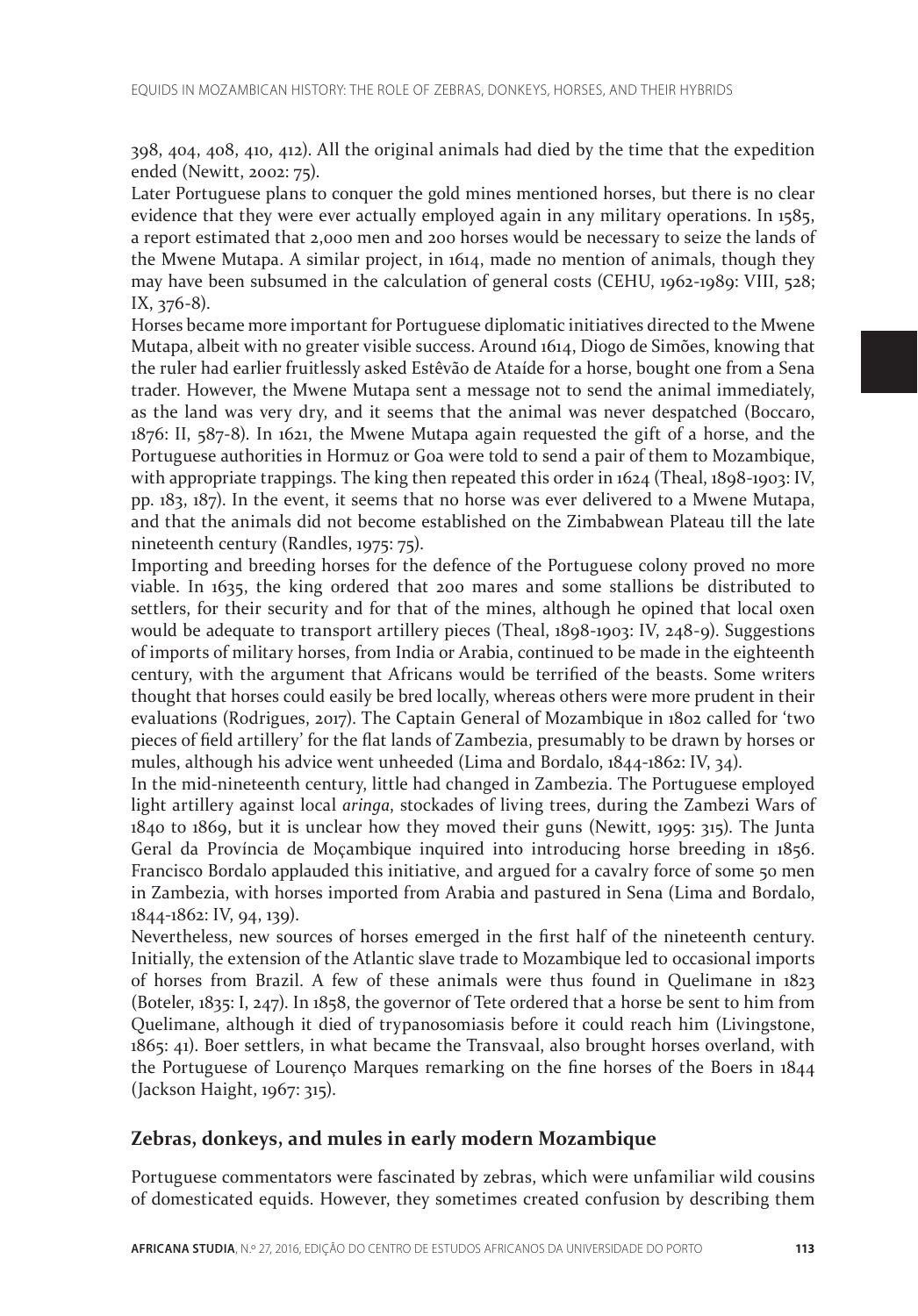398, 404, 408, 410, 412). All the original animals had died by the time that the expedition ended (Newitt, 2002: 75).

Later Portuguese plans to conquer the gold mines mentioned horses, but there is no clear evidence that they were ever actually employed again in any military operations. In 1585, a report estimated that 2,000 men and 200 horses would be necessary to seize the lands of the Mwene Mutapa. A similar project, in 1614, made no mention of animals, though they may have been subsumed in the calculation of general costs (CEHU, 1962-1989: VIII, 528; IX, 376-8).

Horses became more important for Portuguese diplomatic initiatives directed to the Mwene Mutapa, albeit with no greater visible success. Around 1614, Diogo de Simões, knowing that the ruler had earlier fruitlessly asked Estêvão de Ataíde for a horse, bought one from a Sena trader. However, the Mwene Mutapa sent a message not to send the animal immediately, as the land was very dry, and it seems that the animal was never despatched (Boccaro, 1876: II, 587-8). In 1621, the Mwene Mutapa again requested the gift of a horse, and the Portuguese authorities in Hormuz or Goa were told to send a pair of them to Mozambique, with appropriate trappings. The king then repeated this order in 1624 (Theal, 1898-1903: IV, pp. 183, 187). In the event, it seems that no horse was ever delivered to a Mwene Mutapa, and that the animals did not become established on the Zimbabwean Plateau till the late nineteenth century (Randles, 1975: 75).

Importing and breeding horses for the defence of the Portuguese colony proved no more viable. In 1635, the king ordered that 200 mares and some stallions be distributed to settlers, for their security and for that of the mines, although he opined that local oxen would be adequate to transport artillery pieces (Theal, 1898-1903: IV, 248-9). Suggestions of imports of military horses, from India or Arabia, continued to be made in the eighteenth century, with the argument that Africans would be terrified of the beasts. Some writers thought that horses could easily be bred locally, whereas others were more prudent in their evaluations (Rodrigues, 2017). The Captain General of Mozambique in 1802 called for 'two pieces of field artillery' for the flat lands of Zambezia, presumably to be drawn by horses or mules, although his advice went unheeded (Lima and Bordalo, 1844-1862: IV, 34).

In the mid-nineteenth century, little had changed in Zambezia. The Portuguese employed light artillery against local *aringa*, stockades of living trees, during the Zambezi Wars of 1840 to 1869, but it is unclear how they moved their guns (Newitt, 1995: 315). The Junta Geral da Província de Moçambique inquired into introducing horse breeding in 1856. Francisco Bordalo applauded this initiative, and argued for a cavalry force of some 50 men in Zambezia, with horses imported from Arabia and pastured in Sena (Lima and Bordalo, 1844-1862: IV, 94, 139).

Nevertheless, new sources of horses emerged in the first half of the nineteenth century. Initially, the extension of the Atlantic slave trade to Mozambique led to occasional imports of horses from Brazil. A few of these animals were thus found in Quelimane in 1823 (Boteler, 1835: I, 247). In 1858, the governor of Tete ordered that a horse be sent to him from Quelimane, although it died of trypanosomiasis before it could reach him (Livingstone, 1865: 41). Boer settlers, in what became the Transvaal, also brought horses overland, with the Portuguese of Lourenço Marques remarking on the fine horses of the Boers in 1844 (Jackson Haight, 1967: 315).

## Zebras, donkeys, and mules in early modern Mozambique

Portuguese commentators were fascinated by zebras, which were unfamiliar wild cousins of domesticated equids. However, they sometimes created confusion by describing them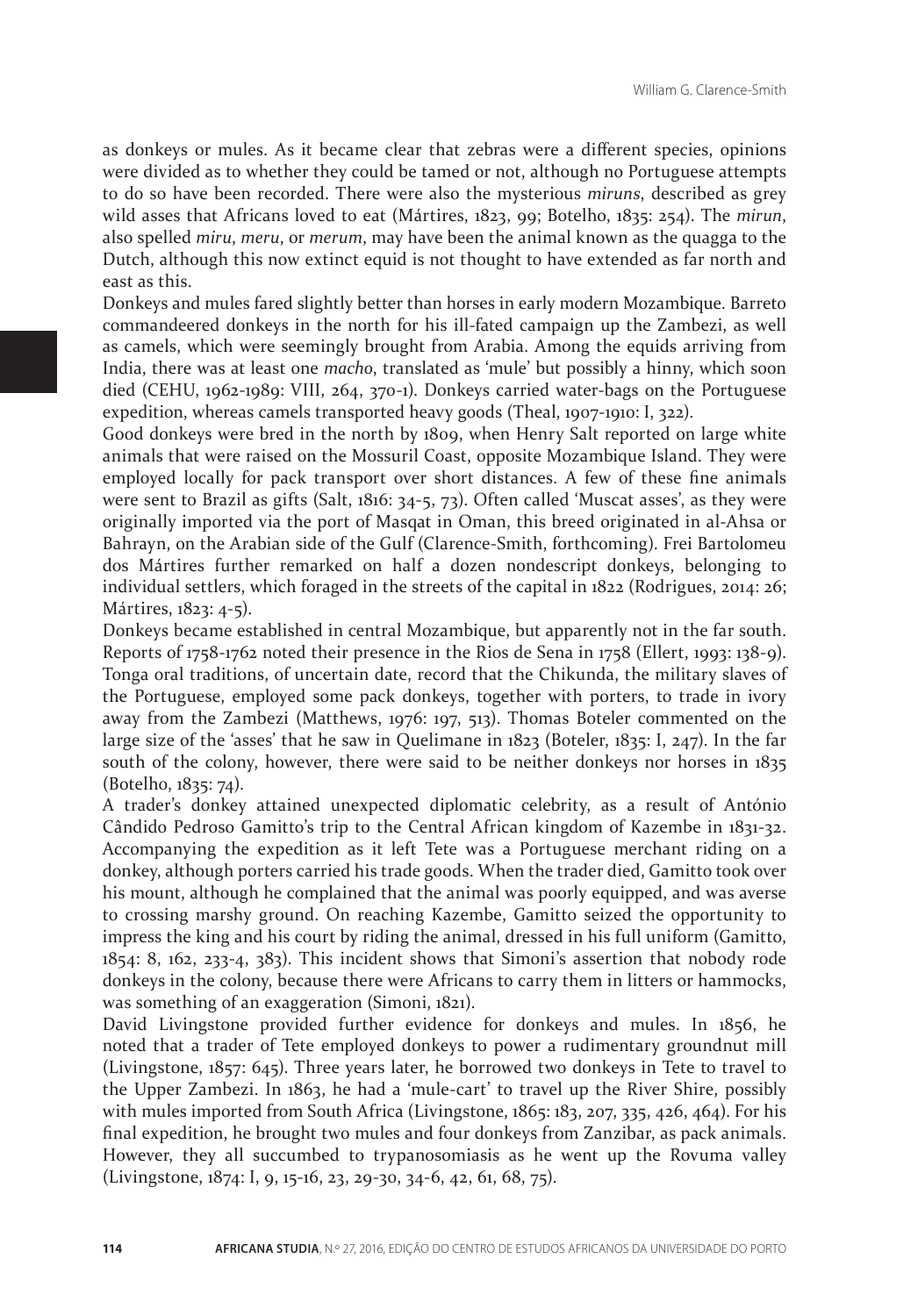as donkeys or mules. As it became clear that zebras were a different species, opinions were divided as to whether they could be tamed or not, although no Portuguese attempts to do so have been recorded. There were also the mysterious *miruns*, described as grey wild asses that Africans loved to eat (Mártires, 1823, 99; Botelho, 1835: 254). The *mirun*, also spelled *miru*, *meru*, or *merum*, may have been the animal known as the quagga to the Dutch, although this now extinct equid is not thought to have extended as far north and east as this.

Donkeys and mules fared slightly better than horses in early modern Mozambique. Barreto commandeered donkeys in the north for his ill-fated campaign up the Zambezi, as well as camels, which were seemingly brought from Arabia. Among the equids arriving from India, there was at least one *macho*, translated as 'mule' but possibly a hinny, which soon died (CEHU, 1962-1989: VIII, 264, 370-1). Donkeys carried water-bags on the Portuguese expedition, whereas camels transported heavy goods (Theal, 1907-1910: I, 322).

Good donkeys were bred in the north by 1809, when Henry Salt reported on large white animals that were raised on the Mossuril Coast, opposite Mozambique Island. They were employed locally for pack transport over short distances. A few of these fine animals were sent to Brazil as gifts (Salt, 1816: 34-5, 73). Often called 'Muscat asses', as they were originally imported via the port of Masqat in Oman, this breed originated in al-Ahsa or Bahrayn, on the Arabian side of the Gulf (Clarence-Smith, forthcoming). Frei Bartolomeu dos Mártires further remarked on half a dozen nondescript donkeys, belonging to individual settlers, which foraged in the streets of the capital in 1822 (Rodrigues, 2014: 26; Mártires, 1823: 4-5).

Donkeys became established in central Mozambique, but apparently not in the far south. Reports of 1758-1762 noted their presence in the Rios de Sena in 1758 (Ellert, 1993: 138-9). Tonga oral traditions, of uncertain date, record that the Chikunda, the military slaves of the Portuguese, employed some pack donkeys, together with porters, to trade in ivory away from the Zambezi (Matthews, 1976: 197, 513). Thomas Boteler commented on the large size of the 'asses' that he saw in Quelimane in 1823 (Boteler, 1835: I, 247). In the far south of the colony, however, there were said to be neither donkeys nor horses in 1835 (Botelho, 1835: 74).

A trader's donkey attained unexpected diplomatic celebrity, as a result of António Cândido Pedroso Gamitto's trip to the Central African kingdom of Kazembe in 1831-32. Accompanying the expedition as it left Tete was a Portuguese merchant riding on a donkey, although porters carried his trade goods. When the trader died, Gamitto took over his mount, although he complained that the animal was poorly equipped, and was averse to crossing marshy ground. On reaching Kazembe, Gamitto seized the opportunity to impress the king and his court by riding the animal, dressed in his full uniform (Gamitto, 1854: 8, 162, 233-4, 383). This incident shows that Simoni's assertion that nobody rode donkeys in the colony, because there were Africans to carry them in litters or hammocks, was something of an exaggeration (Simoni, 1821).

David Livingstone provided further evidence for donkeys and mules. In 1856, he noted that a trader of Tete employed donkeys to power a rudimentary groundnut mill (Livingstone, 1857: 645). Three years later, he borrowed two donkeys in Tete to travel to the Upper Zambezi. In 1863, he had a 'mule-cart' to travel up the River Shire, possibly with mules imported from South Africa (Livingstone, 1865: 183, 207, 335, 426, 464). For his final expedition, he brought two mules and four donkeys from Zanzibar, as pack animals. However, they all succumbed to trypanosomiasis as he went up the Rovuma valley (Livingstone, 1874: I, 9, 15-16, 23, 29-30, 34-6, 42, 61, 68, 75).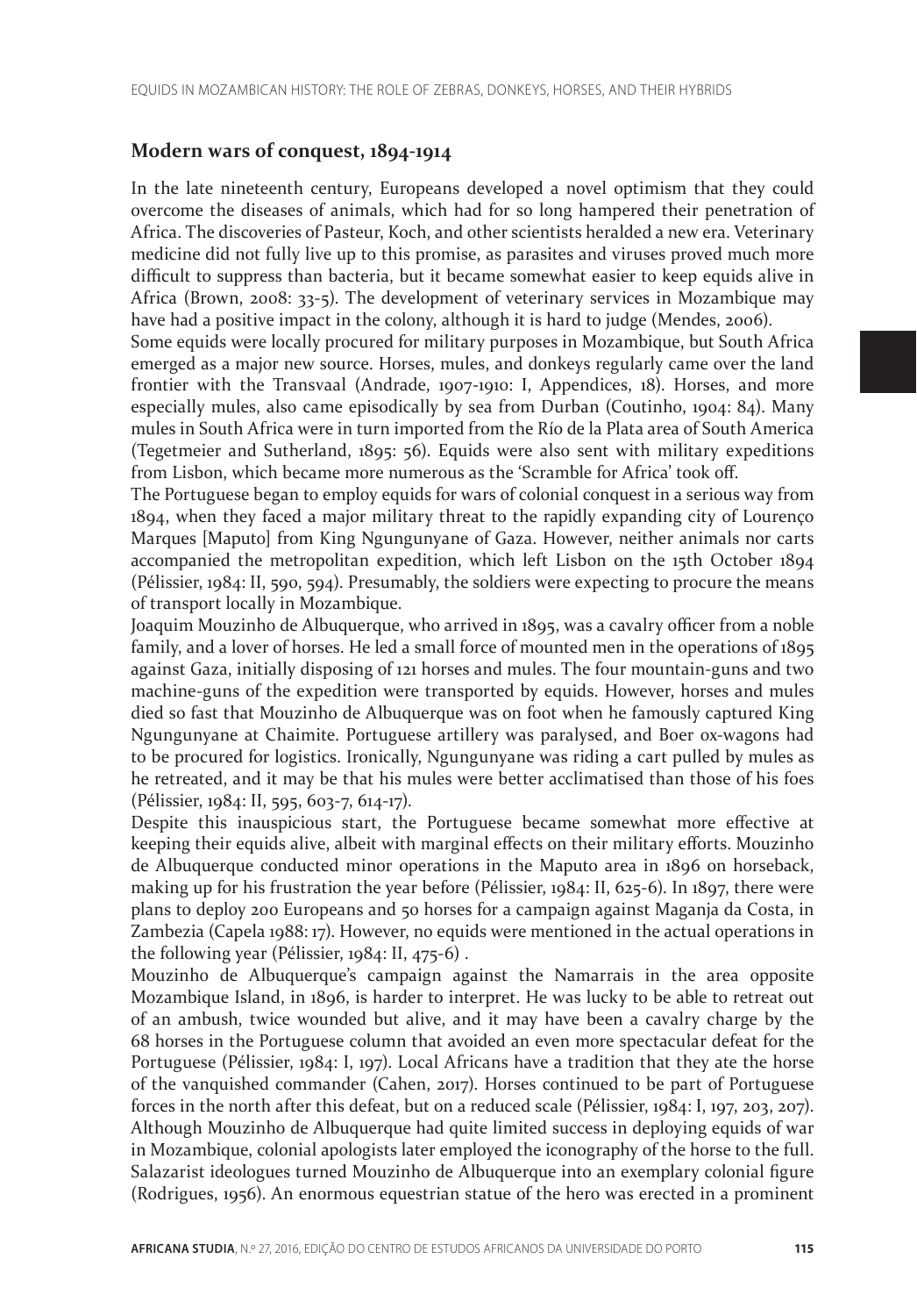## Modern wars of conquest, 1894-1914

In the late nineteenth century, Europeans developed a novel optimism that they could overcome the diseases of animals, which had for so long hampered their penetration of Africa. The discoveries of Pasteur, Koch, and other scientists heralded a new era. Veterinary medicine did not fully live up to this promise, as parasites and viruses proved much more difficult to suppress than bacteria, but it became somewhat easier to keep equids alive in Africa (Brown, 2008: 33-5). The development of veterinary services in Mozambique may have had a positive impact in the colony, although it is hard to judge (Mendes, 2006).

Some equids were locally procured for military purposes in Mozambique, but South Africa emerged as a major new source. Horses, mules, and donkeys regularly came over the land frontier with the Transvaal (Andrade, 1907-1910: I, Appendices, 18). Horses, and more especially mules, also came episodically by sea from Durban (Coutinho, 1904: 84). Many mules in South Africa were in turn imported from the Río de la Plata area of South America (Tegetmeier and Sutherland, 1895: 56). Equids were also sent with military expeditions from Lisbon, which became more numerous as the 'Scramble for Africa' took off.

The Portuguese began to employ equids for wars of colonial conquest in a serious way from 1894, when they faced a major military threat to the rapidly expanding city of Lourenço Marques [Maputo] from King Ngungunyane of Gaza. However, neither animals nor carts accompanied the metropolitan expedition, which left Lisbon on the 15th October 1894 (Pélissier, 1984: II, 590, 594). Presumably, the soldiers were expecting to procure the means of transport locally in Mozambique.

Joaquim Mouzinho de Albuquerque, who arrived in 1895, was a cavalry officer from a noble family, and a lover of horses. He led a small force of mounted men in the operations of 1895 against Gaza, initially disposing of 121 horses and mules. The four mountain-guns and two machine-guns of the expedition were transported by equids. However, horses and mules died so fast that Mouzinho de Albuquerque was on foot when he famously captured King Ngungunyane at Chaimite. Portuguese artillery was paralysed, and Boer ox-wagons had to be procured for logistics. Ironically, Ngungunyane was riding a cart pulled by mules as he retreated, and it may be that his mules were better acclimatised than those of his foes (Pélissier, 1984: II, 595, 603-7, 614-17).

Despite this inauspicious start, the Portuguese became somewhat more effective at keeping their equids alive, albeit with marginal effects on their military efforts. Mouzinho de Albuquerque conducted minor operations in the Maputo area in 1896 on horseback, making up for his frustration the year before (Pélissier, 1984: II, 625-6). In 1897, there were plans to deploy 200 Europeans and 50 horses for a campaign against Maganja da Costa, in Zambezia (Capela 1988: 17). However, no equids were mentioned in the actual operations in the following year (Pélissier, 1984: II, 475-6) .

Mouzinho de Albuquerque's campaign against the Namarrais in the area opposite Mozambique Island, in 1896, is harder to interpret. He was lucky to be able to retreat out of an ambush, twice wounded but alive, and it may have been a cavalry charge by the 68 horses in the Portuguese column that avoided an even more spectacular defeat for the Portuguese (Pélissier, 1984: I, 197). Local Africans have a tradition that they ate the horse of the vanquished commander (Cahen, 2017). Horses continued to be part of Portuguese forces in the north after this defeat, but on a reduced scale (Pélissier, 1984: I, 197, 203, 207).

Although Mouzinho de Albuquerque had quite limited success in deploying equids of war in Mozambique, colonial apologists later employed the iconography of the horse to the full. Salazarist ideologues turned Mouzinho de Albuquerque into an exemplary colonial figure (Rodrigues, 1956). An enormous equestrian statue of the hero was erected in a prominent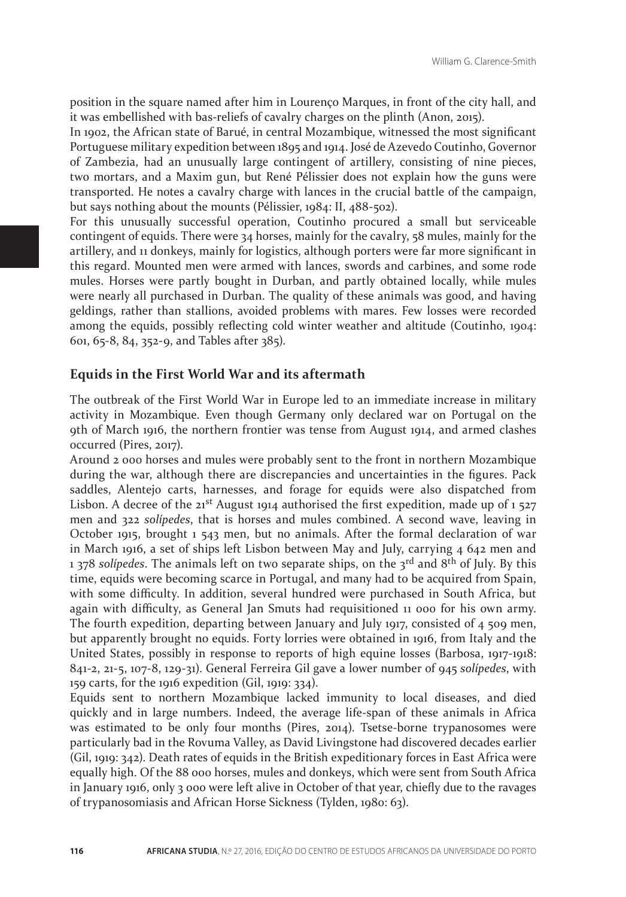position in the square named after him in Lourenço Marques, in front of the city hall, and it was embellished with bas-reliefs of cavalry charges on the plinth (Anon, 2015).

In 1902, the African state of Barué, in central Mozambique, witnessed the most significant Portuguese military expedition between 1895 and 1914. José de Azevedo Coutinho, Governor of Zambezia, had an unusually large contingent of artillery, consisting of nine pieces, two mortars, and a Maxim gun, but René Pélissier does not explain how the guns were transported. He notes a cavalry charge with lances in the crucial battle of the campaign, but says nothing about the mounts (Pélissier, 1984: II, 488-502).

For this unusually successful operation, Coutinho procured a small but serviceable contingent of equids. There were 34 horses, mainly for the cavalry, 58 mules, mainly for the artillery, and 11 donkeys, mainly for logistics, although porters were far more significant in this regard. Mounted men were armed with lances, swords and carbines, and some rode mules. Horses were partly bought in Durban, and partly obtained locally, while mules were nearly all purchased in Durban. The quality of these animals was good, and having geldings, rather than stallions, avoided problems with mares. Few losses were recorded among the equids, possibly reflecting cold winter weather and altitude (Coutinho, 1904: 601, 65-8, 84, 352-9, and Tables after 385).

## Equids in the First World War and its aftermath

The outbreak of the First World War in Europe led to an immediate increase in military activity in Mozambique. Even though Germany only declared war on Portugal on the 9th of March 1916, the northern frontier was tense from August 1914, and armed clashes occurred (Pires, 2017).

Around 2 000 horses and mules were probably sent to the front in northern Mozambique during the war, although there are discrepancies and uncertainties in the figures. Pack saddles, Alentejo carts, harnesses, and forage for equids were also dispatched from Lisbon. A decree of the 21st August 1914 authorised the first expedition, made up of 1 527 men and 322 *solípedes*, that is horses and mules combined. A second wave, leaving in October 1915, brought 1 543 men, but no animals. After the formal declaration of war in March 1916, a set of ships left Lisbon between May and July, carrying 4 642 men and 1 378 *solípedes*. The animals left on two separate ships, on the 3rd and 8th of July. By this time, equids were becoming scarce in Portugal, and many had to be acquired from Spain, with some difficulty. In addition, several hundred were purchased in South Africa, but again with difficulty, as General Jan Smuts had requisitioned 11 000 for his own army. The fourth expedition, departing between January and July 1917, consisted of 4 509 men, but apparently brought no equids. Forty lorries were obtained in 1916, from Italy and the United States, possibly in response to reports of high equine losses (Barbosa, 1917-1918: 841-2, 21-5, 107-8, 129-31). General Ferreira Gil gave a lower number of 945 *solípedes*, with 159 carts, for the 1916 expedition (Gil, 1919: 334).

Equids sent to northern Mozambique lacked immunity to local diseases, and died quickly and in large numbers. Indeed, the average life-span of these animals in Africa was estimated to be only four months (Pires, 2014). Tsetse-borne trypanosomes were particularly bad in the Rovuma Valley, as David Livingstone had discovered decades earlier (Gil, 1919: 342). Death rates of equids in the British expeditionary forces in East Africa were equally high. Of the 88 000 horses, mules and donkeys, which were sent from South Africa in January 1916, only 3 000 were left alive in October of that year, chiefly due to the ravages of trypanosomiasis and African Horse Sickness (Tylden, 1980: 63).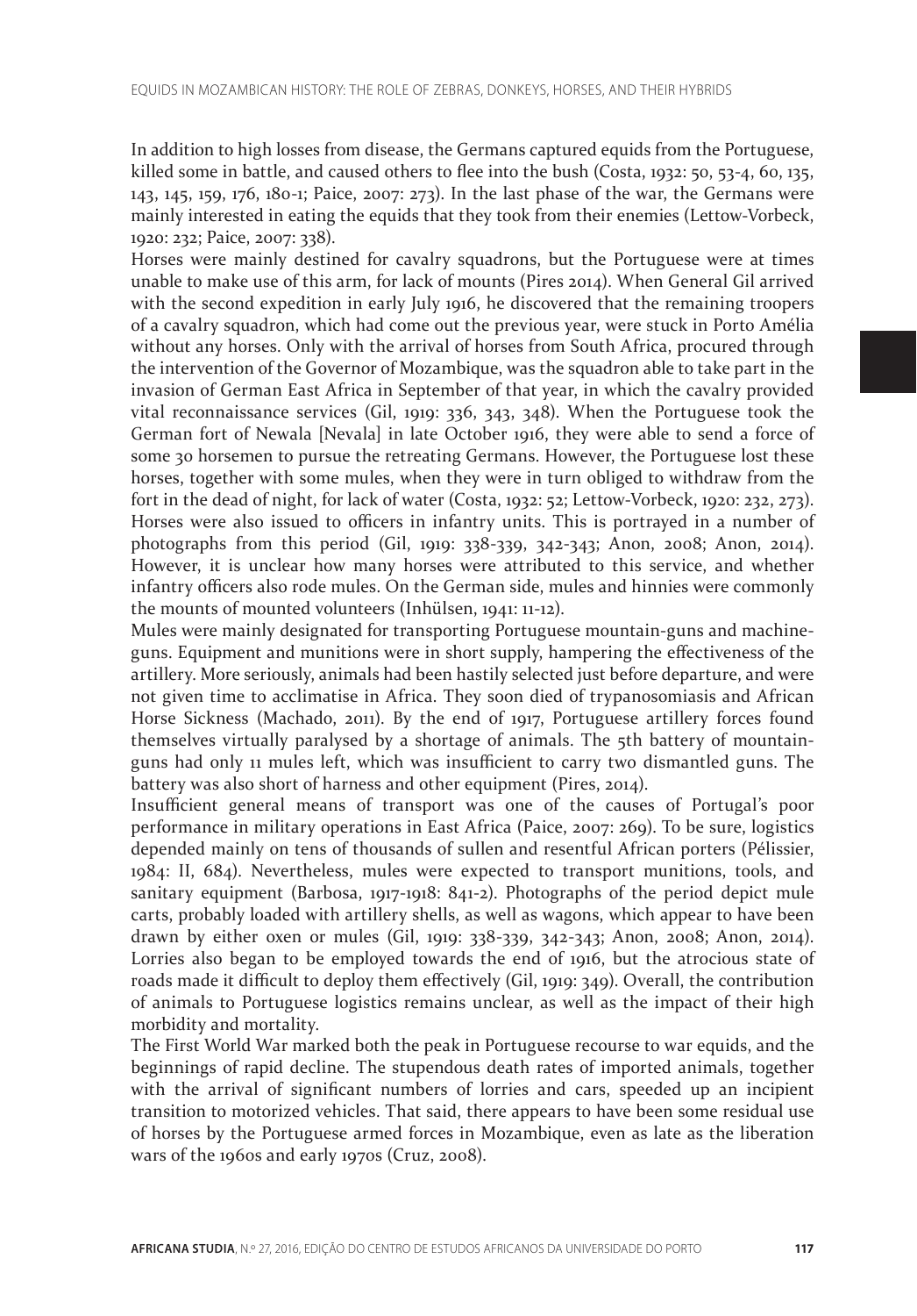In addition to high losses from disease, the Germans captured equids from the Portuguese, killed some in battle, and caused others to flee into the bush (Costa, 1932: 50, 53-4, 60, 135, 143, 145, 159, 176, 180-1; Paice, 2007: 273). In the last phase of the war, the Germans were mainly interested in eating the equids that they took from their enemies (Lettow-Vorbeck, 1920: 232; Paice, 2007: 338).

Horses were mainly destined for cavalry squadrons, but the Portuguese were at times unable to make use of this arm, for lack of mounts (Pires 2014). When General Gil arrived with the second expedition in early July 1916, he discovered that the remaining troopers of a cavalry squadron, which had come out the previous year, were stuck in Porto Amélia without any horses. Only with the arrival of horses from South Africa, procured through the intervention of the Governor of Mozambique, was the squadron able to take part in the invasion of German East Africa in September of that year, in which the cavalry provided vital reconnaissance services (Gil, 1919: 336, 343, 348). When the Portuguese took the German fort of Newala [Nevala] in late October 1916, they were able to send a force of some 30 horsemen to pursue the retreating Germans. However, the Portuguese lost these horses, together with some mules, when they were in turn obliged to withdraw from the fort in the dead of night, for lack of water (Costa, 1932: 52; Lettow-Vorbeck, 1920: 232, 273). Horses were also issued to officers in infantry units. This is portrayed in a number of photographs from this period (Gil, 1919: 338-339, 342-343; Anon, 2008; Anon, 2014). However, it is unclear how many horses were attributed to this service, and whether infantry officers also rode mules. On the German side, mules and hinnies were commonly the mounts of mounted volunteers (Inhülsen, 1941: 11-12).

Mules were mainly designated for transporting Portuguese mountain-guns and machine-guns. Equipment and munitions were in short supply, hampering the effectiveness of the artillery. More seriously, animals had been hastily selected just before departure, and were not given time to acclimatise in Africa. They soon died of trypanosomiasis and African Horse Sickness (Machado, 2011). By the end of 1917, Portuguese artillery forces found themselves virtually paralysed by a shortage of animals. The 5th battery of mountain-guns had only 11 mules left, which was insufficient to carry two dismantled guns. The battery was also short of harness and other equipment (Pires, 2014).

Insufficient general means of transport was one of the causes of Portugal's poor performance in military operations in East Africa (Paice, 2007: 269). To be sure, logistics depended mainly on tens of thousands of sullen and resentful African porters (Pélissier, 1984: II, 684). Nevertheless, mules were expected to transport munitions, tools, and sanitary equipment (Barbosa, 1917-1918: 841-2). Photographs of the period depict mule carts, probably loaded with artillery shells, as well as wagons, which appear to have been drawn by either oxen or mules (Gil, 1919: 338-339, 342-343; Anon, 2008; Anon, 2014). Lorries also began to be employed towards the end of 1916, but the atrocious state of roads made it difficult to deploy them effectively (Gil, 1919: 349). Overall, the contribution of animals to Portuguese logistics remains unclear, as well as the impact of their high morbidity and mortality.

The First World War marked both the peak in Portuguese recourse to war equids, and the beginnings of rapid decline. The stupendous death rates of imported animals, together with the arrival of significant numbers of lorries and cars, speeded up an incipient transition to motorized vehicles. That said, there appears to have been some residual use of horses by the Portuguese armed forces in Mozambique, even as late as the liberation wars of the 1960s and early 1970s (Cruz, 2008).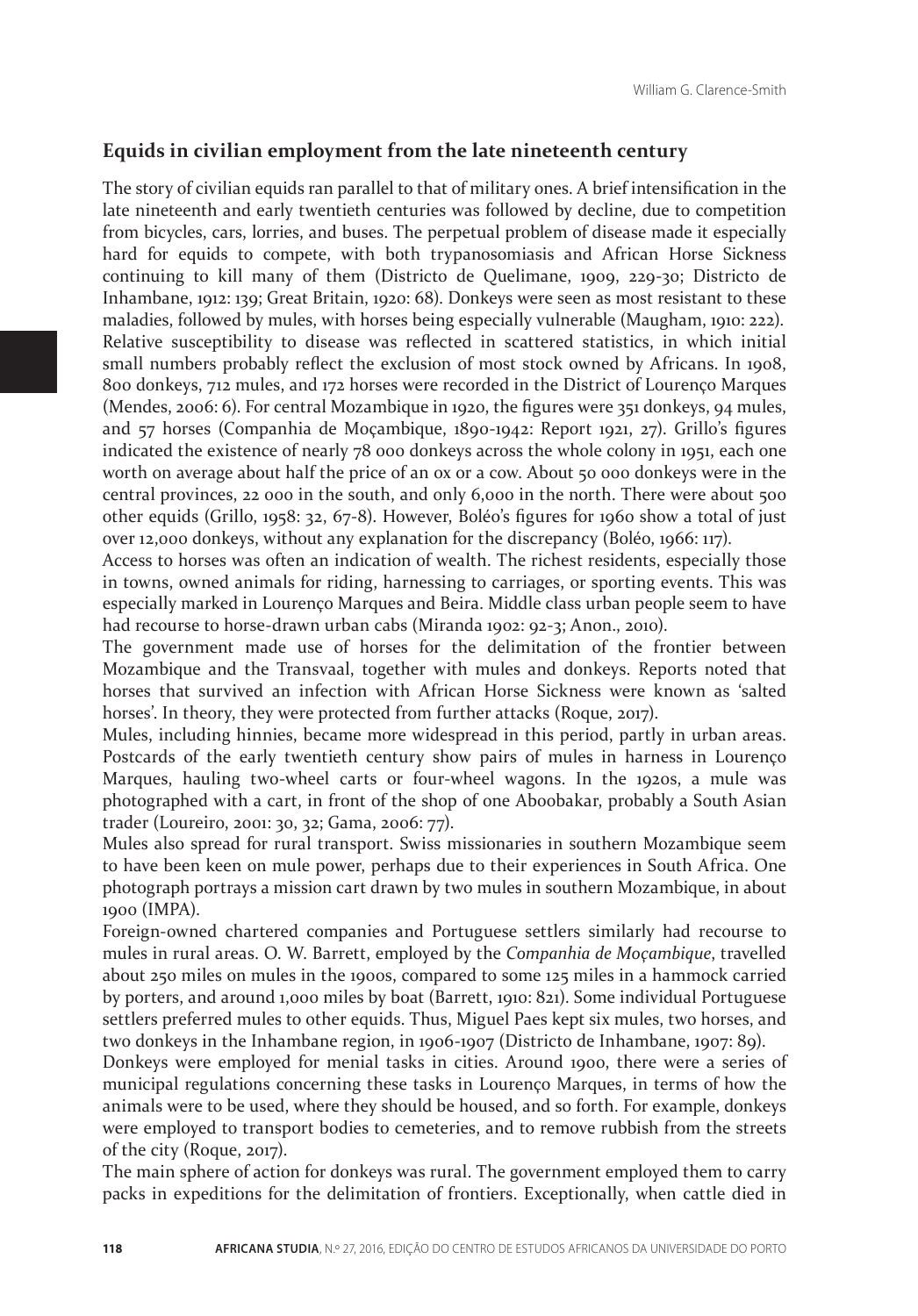## Equids in civilian employment from the late nineteenth century

The story of civilian equids ran parallel to that of military ones. A brief intensification in the late nineteenth and early twentieth centuries was followed by decline, due to competition from bicycles, cars, lorries, and buses. The perpetual problem of disease made it especially hard for equids to compete, with both trypanosomiasis and African Horse Sickness continuing to kill many of them (Districto de Quelimane, 1909, 229-30; Districto de Inhambane, 1912: 139; Great Britain, 1920: 68). Donkeys were seen as most resistant to these maladies, followed by mules, with horses being especially vulnerable (Maugham, 1910: 222). Relative susceptibility to disease was reflected in scattered statistics, in which initial small numbers probably reflect the exclusion of most stock owned by Africans. In 1908, 800 donkeys, 712 mules, and 172 horses were recorded in the District of Lourenço Marques (Mendes, 2006: 6). For central Mozambique in 1920, the figures were 351 donkeys, 94 mules, and 57 horses (Companhia de Moçambique, 1890-1942: Report 1921, 27). Grillo's figures indicated the existence of nearly 78 000 donkeys across the whole colony in 1951, each one worth on average about half the price of an ox or a cow. About 50 000 donkeys were in the central provinces, 22 000 in the south, and only 6,000 in the north. There were about 500 other equids (Grillo, 1958: 32, 67-8). However, Boléo's figures for 1960 show a total of just over 12,000 donkeys, without any explanation for the discrepancy (Boléo, 1966: 117).

Access to horses was often an indication of wealth. The richest residents, especially those in towns, owned animals for riding, harnessing to carriages, or sporting events. This was especially marked in Lourenço Marques and Beira. Middle class urban people seem to have had recourse to horse-drawn urban cabs (Miranda 1902: 92-3; Anon., 2010).

The government made use of horses for the delimitation of the frontier between Mozambique and the Transvaal, together with mules and donkeys. Reports noted that horses that survived an infection with African Horse Sickness were known as 'salted horses'. In theory, they were protected from further attacks (Roque, 2017).

Mules, including hinnies, became more widespread in this period, partly in urban areas. Postcards of the early twentieth century show pairs of mules in harness in Lourenço Marques, hauling two-wheel carts or four-wheel wagons. In the 1920s, a mule was photographed with a cart, in front of the shop of one Aboobakar, probably a South Asian trader (Loureiro, 2001: 30, 32; Gama, 2006: 77).

Mules also spread for rural transport. Swiss missionaries in southern Mozambique seem to have been keen on mule power, perhaps due to their experiences in South Africa. One photograph portrays a mission cart drawn by two mules in southern Mozambique, in about 1900 (IMPA).

Foreign-owned chartered companies and Portuguese settlers similarly had recourse to mules in rural areas. O. W. Barrett, employed by the *Companhia de Moçambique*, travelled about 250 miles on mules in the 1900s, compared to some 125 miles in a hammock carried by porters, and around 1,000 miles by boat (Barrett, 1910: 821). Some individual Portuguese settlers preferred mules to other equids. Thus, Miguel Paes kept six mules, two horses, and two donkeys in the Inhambane region, in 1906-1907 (Districto de Inhambane, 1907: 89).

Donkeys were employed for menial tasks in cities. Around 1900, there were a series of municipal regulations concerning these tasks in Lourenço Marques, in terms of how the animals were to be used, where they should be housed, and so forth. For example, donkeys were employed to transport bodies to cemeteries, and to remove rubbish from the streets of the city (Roque, 2017).

The main sphere of action for donkeys was rural. The government employed them to carry packs in expeditions for the delimitation of frontiers. Exceptionally, when cattle died in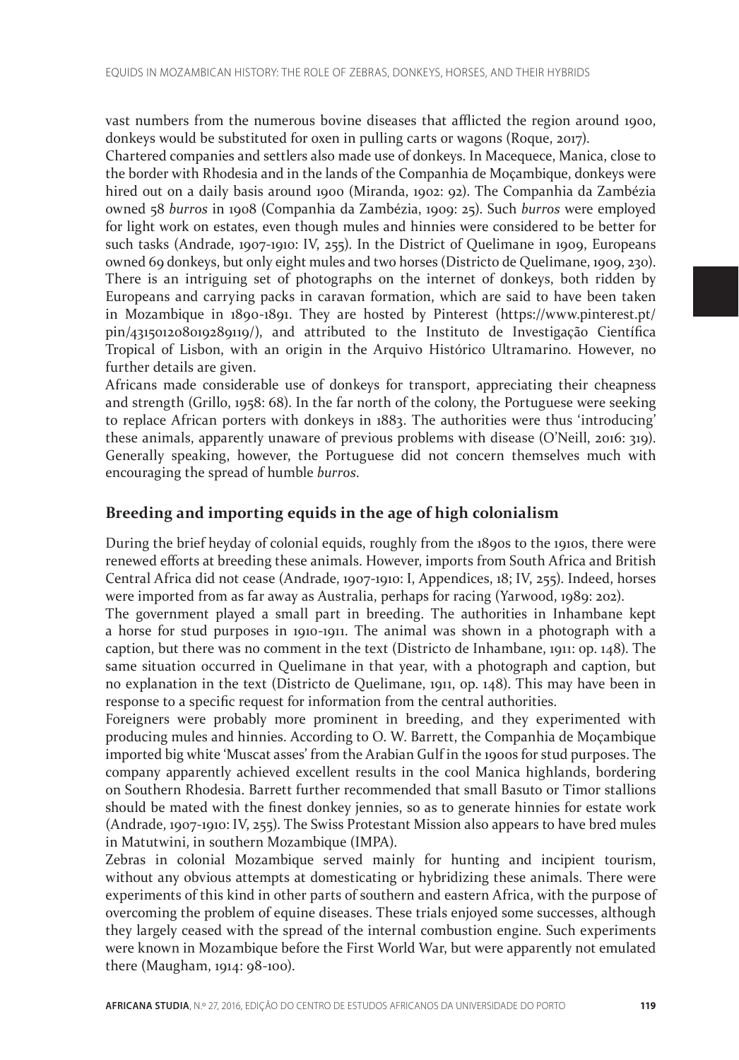vast numbers from the numerous bovine diseases that afflicted the region around 1900, donkeys would be substituted for oxen in pulling carts or wagons (Roque, 2017).

Chartered companies and settlers also made use of donkeys. In Macequece, Manica, close to the border with Rhodesia and in the lands of the Companhia de Moçambique, donkeys were hired out on a daily basis around 1900 (Miranda, 1902: 92). The Companhia da Zambézia owned 58 *burros* in 1908 (Companhia da Zambézia, 1909: 25). Such *burros* were employed for light work on estates, even though mules and hinnies were considered to be better for such tasks (Andrade, 1907-1910: IV, 255). In the District of Quelimane in 1909, Europeans owned 69 donkeys, but only eight mules and two horses (Districto de Quelimane, 1909, 230). There is an intriguing set of photographs on the internet of donkeys, both ridden by Europeans and carrying packs in caravan formation, which are said to have been taken in Mozambique in 1890-1891. They are hosted by Pinterest (https://www.pinterest.pt/pin/431501208019289119/), and attributed to the Instituto de Investigação Científica Tropical of Lisbon, with an origin in the Arquivo Histórico Ultramarino. However, no further details are given.

Africans made considerable use of donkeys for transport, appreciating their cheapness and strength (Grillo, 1958: 68). In the far north of the colony, the Portuguese were seeking to replace African porters with donkeys in 1883. The authorities were thus 'introducing' these animals, apparently unaware of previous problems with disease (O'Neill, 2016: 319). Generally speaking, however, the Portuguese did not concern themselves much with encouraging the spread of humble *burros*.

## Breeding and importing equids in the age of high colonialism

During the brief heyday of colonial equids, roughly from the 1890s to the 1910s, there were renewed efforts at breeding these animals. However, imports from South Africa and British Central Africa did not cease (Andrade, 1907-1910: I, Appendices, 18; IV, 255). Indeed, horses were imported from as far away as Australia, perhaps for racing (Yarwood, 1989: 202).

The government played a small part in breeding. The authorities in Inhambane kept a horse for stud purposes in 1910-1911. The animal was shown in a photograph with a caption, but there was no comment in the text (Districto de Inhambane, 1911: op. 148). The same situation occurred in Quelimane in that year, with a photograph and caption, but no explanation in the text (Districto de Quelimane, 1911, op. 148). This may have been in response to a specific request for information from the central authorities.

Foreigners were probably more prominent in breeding, and they experimented with producing mules and hinnies. According to O. W. Barrett, the Companhia de Moçambique imported big white 'Muscat asses' from the Arabian Gulf in the 1900s for stud purposes. The company apparently achieved excellent results in the cool Manica highlands, bordering on Southern Rhodesia. Barrett further recommended that small Basuto or Timor stallions should be mated with the finest donkey jennies, so as to generate hinnies for estate work (Andrade, 1907-1910: IV, 255). The Swiss Protestant Mission also appears to have bred mules in Matutwini, in southern Mozambique (IMPA).

Zebras in colonial Mozambique served mainly for hunting and incipient tourism, without any obvious attempts at domesticating or hybridizing these animals. There were experiments of this kind in other parts of southern and eastern Africa, with the purpose of overcoming the problem of equine diseases. These trials enjoyed some successes, although they largely ceased with the spread of the internal combustion engine. Such experiments were known in Mozambique before the First World War, but were apparently not emulated there (Maugham, 1914: 98-100).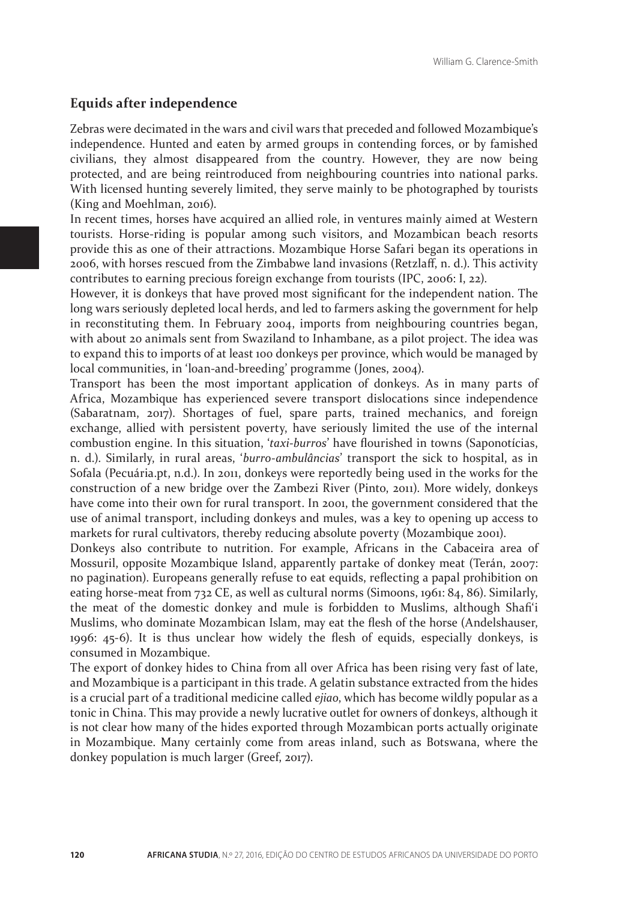## Equids after independence

Zebras were decimated in the wars and civil wars that preceded and followed Mozambique's independence. Hunted and eaten by armed groups in contending forces, or by famished civilians, they almost disappeared from the country. However, they are now being protected, and are being reintroduced from neighbouring countries into national parks. With licensed hunting severely limited, they serve mainly to be photographed by tourists (King and Moehlman, 2016).

In recent times, horses have acquired an allied role, in ventures mainly aimed at Western tourists. Horse-riding is popular among such visitors, and Mozambican beach resorts provide this as one of their attractions. Mozambique Horse Safari began its operations in 2006, with horses rescued from the Zimbabwe land invasions (Retzlaff, n. d.). This activity contributes to earning precious foreign exchange from tourists (IPC, 2006: I, 22).

However, it is donkeys that have proved most significant for the independent nation. The long wars seriously depleted local herds, and led to farmers asking the government for help in reconstituting them. In February 2004, imports from neighbouring countries began, with about 20 animals sent from Swaziland to Inhambane, as a pilot project. The idea was to expand this to imports of at least 100 donkeys per province, which would be managed by local communities, in 'loan-and-breeding' programme (Jones, 2004).

Transport has been the most important application of donkeys. As in many parts of Africa, Mozambique has experienced severe transport dislocations since independence (Sabaratnam, 2017). Shortages of fuel, spare parts, trained mechanics, and foreign exchange, allied with persistent poverty, have seriously limited the use of the internal combustion engine. In this situation, '*taxi-burros*' have flourished in towns (Saponotícias, n. d.). Similarly, in rural areas, '*burro-ambulâncias*' transport the sick to hospital, as in Sofala (Pecuária.pt, n.d.). In 2011, donkeys were reportedly being used in the works for the construction of a new bridge over the Zambezi River (Pinto, 2011). More widely, donkeys have come into their own for rural transport. In 2001, the government considered that the use of animal transport, including donkeys and mules, was a key to opening up access to markets for rural cultivators, thereby reducing absolute poverty (Mozambique 2001).

Donkeys also contribute to nutrition. For example, Africans in the Cabaceira area of Mossuril, opposite Mozambique Island, apparently partake of donkey meat (Terán, 2007: no pagination). Europeans generally refuse to eat equids, reflecting a papal prohibition on eating horse-meat from 732 CE, as well as cultural norms (Simoons, 1961: 84, 86). Similarly, the meat of the domestic donkey and mule is forbidden to Muslims, although Shafi'i Muslims, who dominate Mozambican Islam, may eat the flesh of the horse (Andelshauser, 1996: 45-6). It is thus unclear how widely the flesh of equids, especially donkeys, is consumed in Mozambique.

The export of donkey hides to China from all over Africa has been rising very fast of late, and Mozambique is a participant in this trade. A gelatin substance extracted from the hides is a crucial part of a traditional medicine called *ejiao*, which has become wildly popular as a tonic in China. This may provide a newly lucrative outlet for owners of donkeys, although it is not clear how many of the hides exported through Mozambican ports actually originate in Mozambique. Many certainly come from areas inland, such as Botswana, where the donkey population is much larger (Greef, 2017).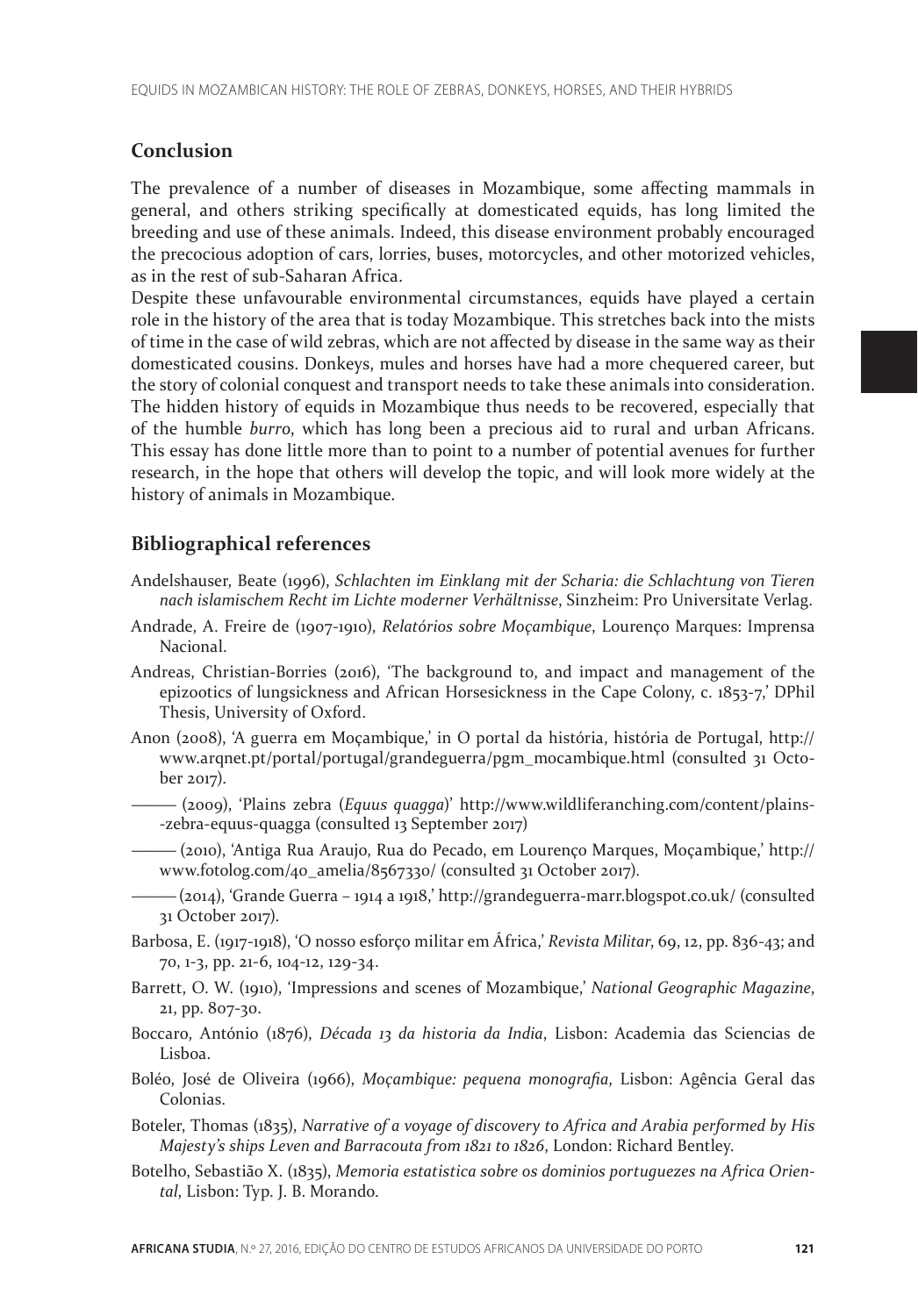## Conclusion

The prevalence of a number of diseases in Mozambique, some affecting mammals in general, and others striking specifically at domesticated equids, has long limited the breeding and use of these animals. Indeed, this disease environment probably encouraged the precocious adoption of cars, lorries, buses, motorcycles, and other motorized vehicles, as in the rest of sub-Saharan Africa.

Despite these unfavourable environmental circumstances, equids have played a certain role in the history of the area that is today Mozambique. This stretches back into the mists of time in the case of wild zebras, which are not affected by disease in the same way as their domesticated cousins. Donkeys, mules and horses have had a more chequered career, but the story of colonial conquest and transport needs to take these animals into consideration. The hidden history of equids in Mozambique thus needs to be recovered, especially that of the humble *burro*, which has long been a precious aid to rural and urban Africans. This essay has done little more than to point to a number of potential avenues for further research, in the hope that others will develop the topic, and will look more widely at the history of animals in Mozambique.

## Bibliographical references

Andelshauser, Beate (1996), *Schlachten im Einklang mit der Scharia: die Schlachtung von Tieren nach islamischem Recht im Lichte moderner Verhältnisse*, Sinzheim: Pro Universitate Verlag.

Andrade, A. Freire de (1907-1910), *Relatórios sobre Moçambique*, Lourenço Marques: Imprensa Nacional.

Andreas, Christian-Borries (2016), 'The background to, and impact and management of the epizootics of lungsickness and African Horsesickness in the Cape Colony, c. 1853-7,' DPhil Thesis, University of Oxford.

Anon (2008), 'A guerra em Moçambique,' in O portal da história, história de Portugal, http://www.arqnet.pt/portal/portugal/grandeguerra/pgm_mocambique.html (consulted 31 October 2017).

——— (2009), 'Plains zebra (*Equus quagga*)' http://www.wildliferanching.com/content/plains--zebra-equus-quagga (consulted 13 September 2017)

——— (2010), 'Antiga Rua Araujo, Rua do Pecado, em Lourenço Marques, Moçambique,' http://www.fotolog.com/40_amelia/8567330/ (consulted 31 October 2017).

——— (2014), 'Grande Guerra – 1914 a 1918,' http://grandeguerra-marr.blogspot.co.uk/ (consulted 31 October 2017).

Barbosa, E. (1917-1918), 'O nosso esforço militar em África,' *Revista Militar*, 69, 12, pp. 836-43; and 70, 1-3, pp. 21-6, 104-12, 129-34.

Barrett, O. W. (1910), 'Impressions and scenes of Mozambique,' *National Geographic Magazine*, 21, pp. 807-30.

Boccaro, António (1876), *Década 13 da historia da India*, Lisbon: Academia das Sciencias de Lisboa.

Boléo, José de Oliveira (1966), *Moçambique: pequena monografia*, Lisbon: Agência Geral das Colonias.

Boteler, Thomas (1835), *Narrative of a voyage of discovery to Africa and Arabia performed by His Majesty's ships Leven and Barracouta from 1821 to 1826*, London: Richard Bentley.

Botelho, Sebastião X. (1835), *Memoria estatistica sobre os dominios portuguezes na Africa Oriental*, Lisbon: Typ. J. B. Morando.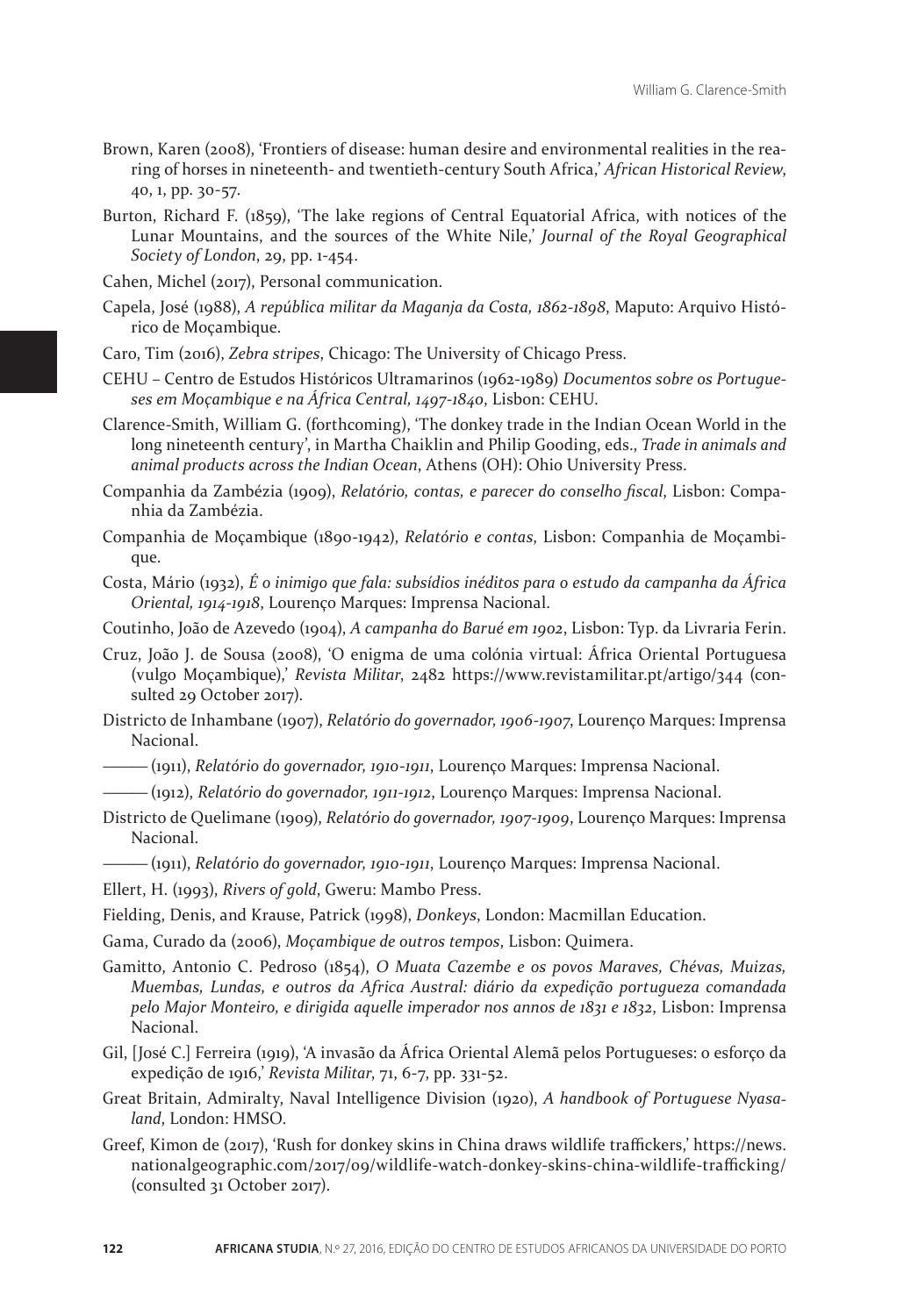Brown, Karen (2008), 'Frontiers of disease: human desire and environmental realities in the rearing of horses in nineteenth- and twentieth-century South Africa,' *African Historical Review*, 40, 1, pp. 30-57.

Burton, Richard F. (1859), 'The lake regions of Central Equatorial Africa, with notices of the Lunar Mountains, and the sources of the White Nile,' *Journal of the Royal Geographical Society of London*, 29, pp. 1-454.

Cahen, Michel (2017), Personal communication.

Capela, José (1988), *A república militar da Maganja da Costa, 1862-1898*, Maputo: Arquivo Histórico de Moçambique.

Caro, Tim (2016), *Zebra stripes*, Chicago: The University of Chicago Press.

CEHU – Centro de Estudos Históricos Ultramarinos (1962-1989) *Documentos sobre os Portugueses em Moçambique e na África Central, 1497-1840*, Lisbon: CEHU.

Clarence-Smith, William G. (forthcoming), 'The donkey trade in the Indian Ocean World in the long nineteenth century', in Martha Chaiklin and Philip Gooding, eds., *Trade in animals and animal products across the Indian Ocean*, Athens (OH): Ohio University Press.

Companhia da Zambézia (1909), *Relatório, contas, e parecer do conselho fiscal*, Lisbon: Companhia da Zambézia.

Companhia de Moçambique (1890-1942), *Relatório e contas*, Lisbon: Companhia de Moçambique.

Costa, Mário (1932), *É o inimigo que fala: subsídios inéditos para o estudo da campanha da África Oriental, 1914-1918*, Lourenço Marques: Imprensa Nacional.

Coutinho, João de Azevedo (1904), *A campanha do Barué em 1902*, Lisbon: Typ. da Livraria Ferin.

Cruz, João J. de Sousa (2008), 'O enigma de uma colónia virtual: África Oriental Portuguesa (vulgo Moçambique),' *Revista Militar*, 2482 https://www.revistamilitar.pt/artigo/344 (consulted 29 October 2017).

Districto de Inhambane (1907), *Relatório do governador, 1906-1907*, Lourenço Marques: Imprensa Nacional.

——— (1911), *Relatório do governador, 1910-1911*, Lourenço Marques: Imprensa Nacional.

——— (1912), *Relatório do governador, 1911-1912*, Lourenço Marques: Imprensa Nacional.

Districto de Quelimane (1909), *Relatório do governador, 1907-1909*, Lourenço Marques: Imprensa Nacional.

——— (1911), *Relatório do governador, 1910-1911*, Lourenço Marques: Imprensa Nacional.

Ellert, H. (1993), *Rivers of gold*, Gweru: Mambo Press.

Fielding, Denis, and Krause, Patrick (1998), *Donkeys*, London: Macmillan Education.

Gama, Curado da (2006), *Moçambique de outros tempos*, Lisbon: Quimera.

Gamitto, Antonio C. Pedroso (1854), *O Muata Cazembe e os povos Maraves, Chévas, Muizas, Muembas, Lundas, e outros da Africa Austral: diário da expedição portugueza comandada pelo Major Monteiro, e dirigida aquelle imperador nos annos de 1831 e 1832*, Lisbon: Imprensa Nacional.

Gil, [José C.] Ferreira (1919), 'A invasão da África Oriental Alemã pelos Portugueses: o esforço da expedição de 1916,' *Revista Militar*, 71, 6-7, pp. 331-52.

Great Britain, Admiralty, Naval Intelligence Division (1920), *A handbook of Portuguese Nyasaland*, London: HMSO.

Greef, Kimon de (2017), 'Rush for donkey skins in China draws wildlife traffickers,' https://news.nationalgeographic.com/2017/09/wildlife-watch-donkey-skins-china-wildlife-trafficking/ (consulted 31 October 2017).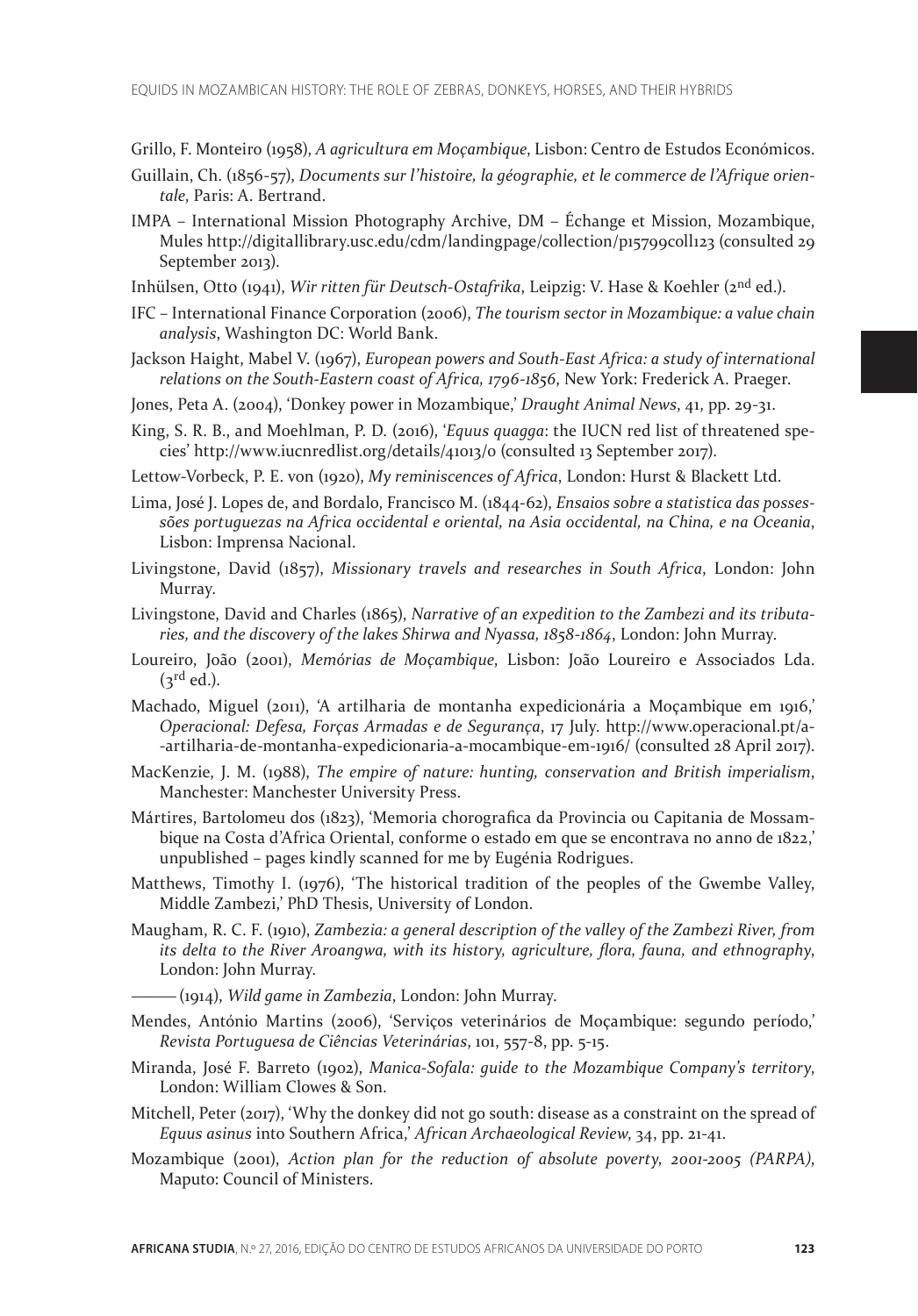Grillo, F. Monteiro (1958), *A agricultura em Moçambique*, Lisbon: Centro de Estudos Económicos.

Guillain, Ch. (1856-57), *Documents sur l'histoire, la géographie, et le commerce de l'Afrique orientale*, Paris: A. Bertrand.

IMPA – International Mission Photography Archive, DM – Échange et Mission, Mozambique, Mules http://digitallibrary.usc.edu/cdm/landingpage/collection/p15799coll123 (consulted 29 September 2013).

Inhülsen, Otto (1941), *Wir ritten für Deutsch-Ostafrika*, Leipzig: V. Hase & Koehler (2nd ed.).

IFC – International Finance Corporation (2006), *The tourism sector in Mozambique: a value chain analysis*, Washington DC: World Bank.

Jackson Haight, Mabel V. (1967), *European powers and South-East Africa: a study of international relations on the South-Eastern coast of Africa, 1796-1856*, New York: Frederick A. Praeger.

Jones, Peta A. (2004), 'Donkey power in Mozambique,' *Draught Animal News*, 41, pp. 29-31.

King, S. R. B., and Moehlman, P. D. (2016), '*Equus quagga*: the IUCN red list of threatened species' http://www.iucnredlist.org/details/41013/0 (consulted 13 September 2017).

Lettow-Vorbeck, P. E. von (1920), *My reminiscences of Africa*, London: Hurst & Blackett Ltd.

Lima, José J. Lopes de, and Bordalo, Francisco M. (1844-62), *Ensaios sobre a statistica das possessões portuguezas na Africa occidental e oriental, na Asia occidental, na China, e na Oceania*, Lisbon: Imprensa Nacional.

Livingstone, David (1857), *Missionary travels and researches in South Africa*, London: John Murray.

Livingstone, David and Charles (1865), *Narrative of an expedition to the Zambezi and its tributaries, and the discovery of the lakes Shirwa and Nyassa, 1858-1864*, London: John Murray.

Loureiro, João (2001), *Memórias de Moçambique*, Lisbon: João Loureiro e Associados Lda. (3rd ed.).

Machado, Miguel (2011), 'A artilharia de montanha expedicionária a Moçambique em 1916,' *Operacional: Defesa, Forças Armadas e de Segurança*, 17 July. http://www.operacional.pt/a-artilharia-de-montanha-expedicionaria-a-mocambique-em-1916/ (consulted 28 April 2017).

MacKenzie, J. M. (1988), *The empire of nature: hunting, conservation and British imperialism*, Manchester: Manchester University Press.

Mártires, Bartolomeu dos (1823), 'Memoria chorografica da Provincia ou Capitania de Mossambique na Costa d'Africa Oriental, conforme o estado em que se encontrava no anno de 1822,' unpublished – pages kindly scanned for me by Eugénia Rodrigues.

Matthews, Timothy I. (1976), 'The historical tradition of the peoples of the Gwembe Valley, Middle Zambezi,' PhD Thesis, University of London.

Maugham, R. C. F. (1910), *Zambezia: a general description of the valley of the Zambezi River, from its delta to the River Aroangwa, with its history, agriculture, flora, fauna, and ethnography*, London: John Murray.

——— (1914), *Wild game in Zambezia*, London: John Murray.

Mendes, António Martins (2006), 'Serviços veterinários de Moçambique: segundo período,' *Revista Portuguesa de Ciências Veterinárias*, 101, 557-8, pp. 5-15.

Miranda, José F. Barreto (1902), *Manica-Sofala: guide to the Mozambique Company's territory*, London: William Clowes & Son.

Mitchell, Peter (2017), 'Why the donkey did not go south: disease as a constraint on the spread of *Equus asinus* into Southern Africa,' *African Archaeological Review*, 34, pp. 21-41.

Mozambique (2001), *Action plan for the reduction of absolute poverty, 2001-2005 (PARPA)*, Maputo: Council of Ministers.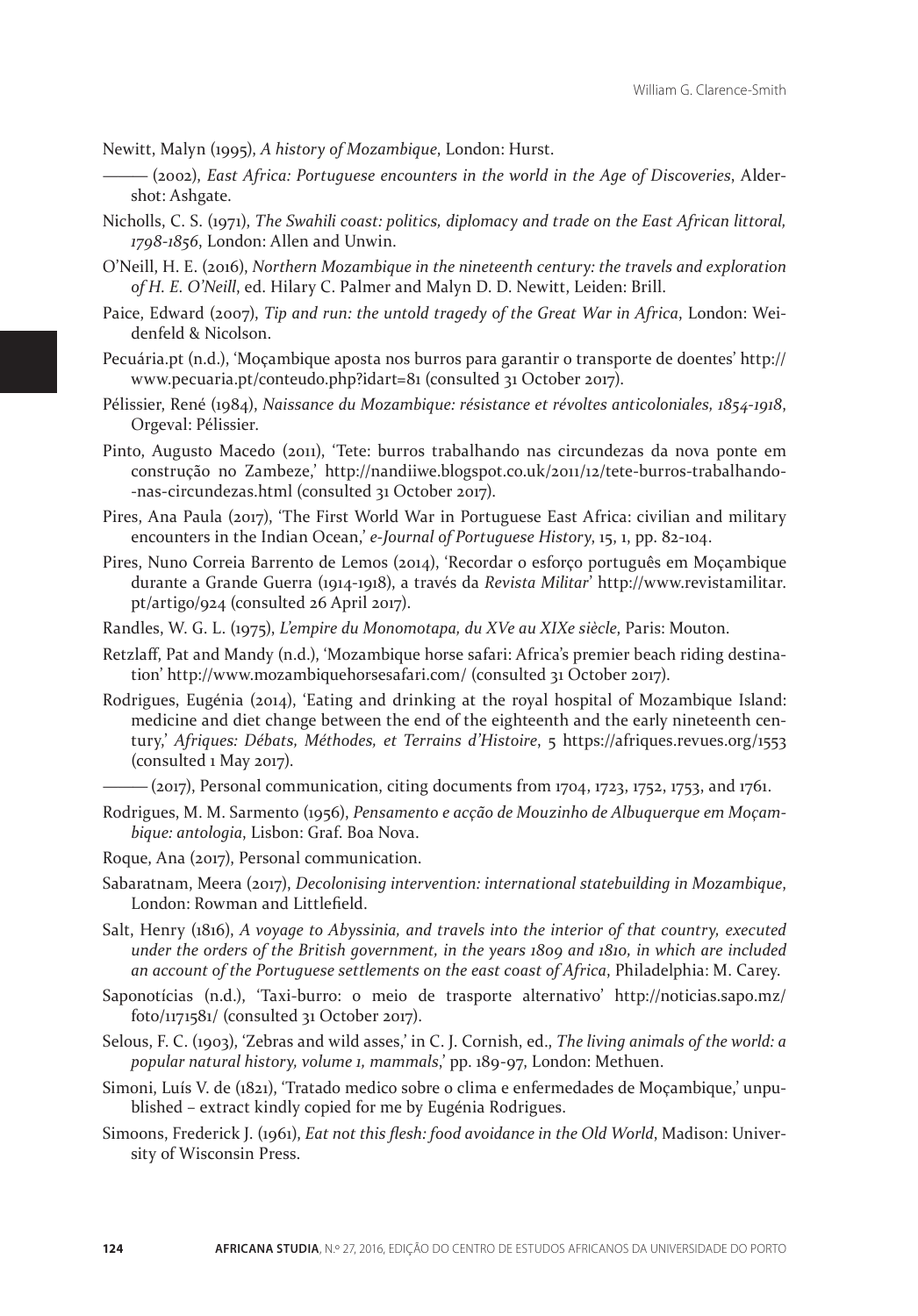Newitt, Malyn (1995), *A history of Mozambique*, London: Hurst.

——— (2002), *East Africa: Portuguese encounters in the world in the Age of Discoveries*, Aldershot: Ashgate.

Nicholls, C. S. (1971), *The Swahili coast: politics, diplomacy and trade on the East African littoral, 1798-1856*, London: Allen and Unwin.

O'Neill, H. E. (2016), *Northern Mozambique in the nineteenth century: the travels and exploration of H. E. O'Neill*, ed. Hilary C. Palmer and Malyn D. D. Newitt, Leiden: Brill.

Paice, Edward (2007), *Tip and run: the untold tragedy of the Great War in Africa*, London: Weidenfeld & Nicolson.

Pecuária.pt (n.d.), 'Moçambique aposta nos burros para garantir o transporte de doentes' http://www.pecuaria.pt/conteudo.php?idart=81 (consulted 31 October 2017).

Pélissier, René (1984), *Naissance du Mozambique: résistance et révoltes anticoloniales, 1854-1918*, Orgeval: Pélissier.

Pinto, Augusto Macedo (2011), 'Tete: burros trabalhando nas circundezas da nova ponte em construção no Zambeze,' http://nandiiwe.blogspot.co.uk/2011/12/tete-burros-trabalhando--nas-circundezas.html (consulted 31 October 2017).

Pires, Ana Paula (2017), 'The First World War in Portuguese East Africa: civilian and military encounters in the Indian Ocean,' *e-Journal of Portuguese History*, 15, 1, pp. 82-104.

Pires, Nuno Correia Barrento de Lemos (2014), 'Recordar o esforço português em Moçambique durante a Grande Guerra (1914-1918), a través da *Revista Militar*' http://www.revistamilitar.pt/artigo/924 (consulted 26 April 2017).

Randles, W. G. L. (1975), *L'empire du Monomotapa, du XVe au XIXe siècle*, Paris: Mouton.

Retzlaff, Pat and Mandy (n.d.), 'Mozambique horse safari: Africa's premier beach riding destination' http://www.mozambiquehorsesafari.com/ (consulted 31 October 2017).

Rodrigues, Eugénia (2014), 'Eating and drinking at the royal hospital of Mozambique Island: medicine and diet change between the end of the eighteenth and the early nineteenth century,' *Afriques: Débats, Méthodes, et Terrains d'Histoire*, 5 https://afriques.revues.org/1553 (consulted 1 May 2017).

——— (2017), Personal communication, citing documents from 1704, 1723, 1752, 1753, and 1761.

Rodrigues, M. M. Sarmento (1956), *Pensamento e acção de Mouzinho de Albuquerque em Moçambique: antologia*, Lisbon: Graf. Boa Nova.

Roque, Ana (2017), Personal communication.

Sabaratnam, Meera (2017), *Decolonising intervention: international statebuilding in Mozambique*, London: Rowman and Littlefield.

Salt, Henry (1816), *A voyage to Abyssinia, and travels into the interior of that country, executed under the orders of the British government, in the years 1809 and 1810, in which are included an account of the Portuguese settlements on the east coast of Africa*, Philadelphia: M. Carey.

Saponotícias (n.d.), 'Taxi-burro: o meio de trasporte alternativo' http://noticias.sapo.mz/foto/1171581/ (consulted 31 October 2017).

Selous, F. C. (1903), 'Zebras and wild asses,' in C. J. Cornish, ed., *The living animals of the world: a popular natural history, volume 1, mammals*,' pp. 189-97, London: Methuen.

Simoni, Luís V. de (1821), 'Tratado medico sobre o clima e enfermedades de Moçambique,' unpublished – extract kindly copied for me by Eugénia Rodrigues.

Simoons, Frederick J. (1961), *Eat not this flesh: food avoidance in the Old World*, Madison: University of Wisconsin Press.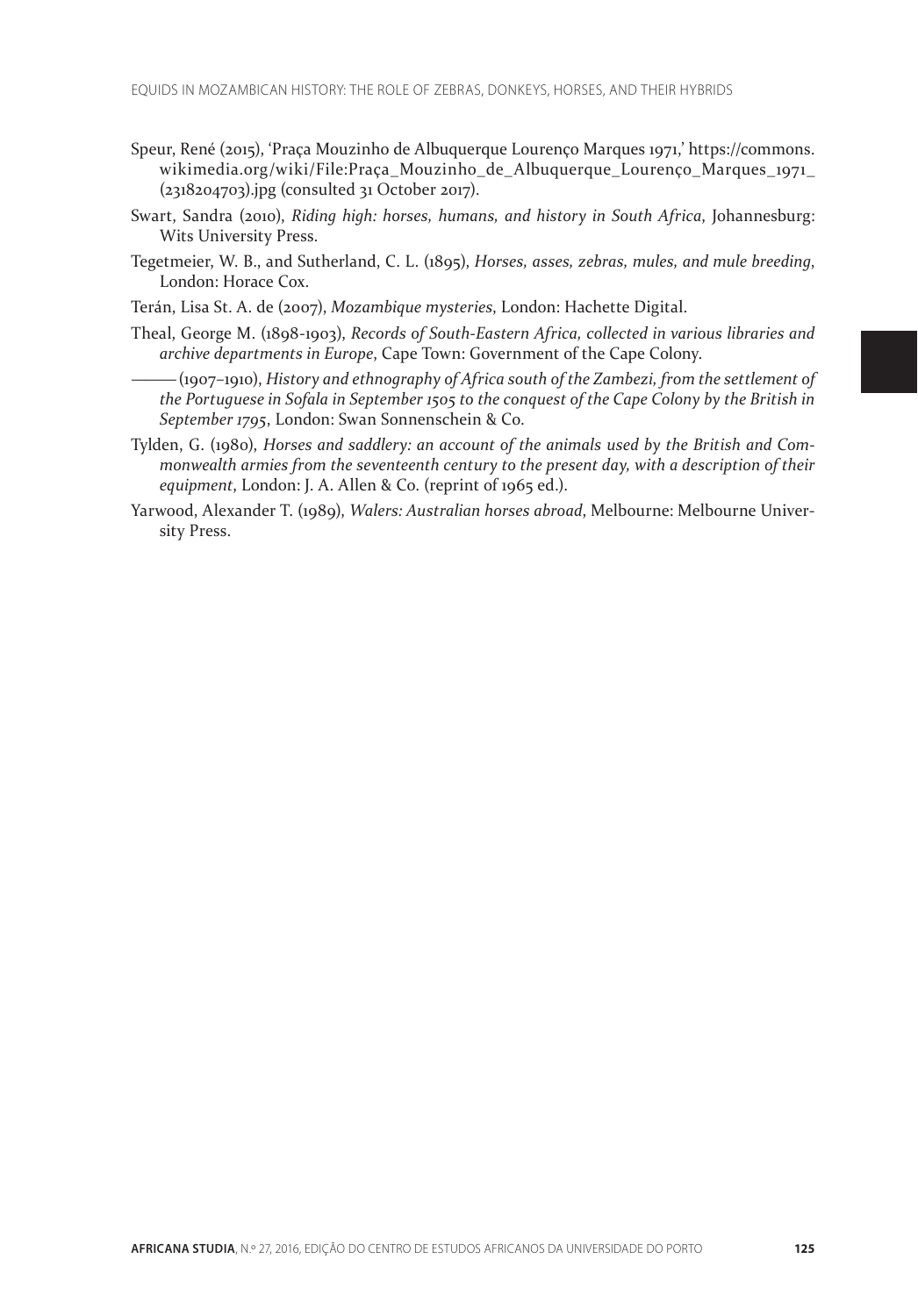Speur, René (2015), 'Praça Mouzinho de Albuquerque Lourenço Marques 1971,' https://commons.wikimedia.org/wiki/File:Praça_Mouzinho_de_Albuquerque_Lourenço_Marques_1971_(2318204703).jpg (consulted 31 October 2017).

Swart, Sandra (2010), *Riding high: horses, humans, and history in South Africa*, Johannesburg: Wits University Press.

Tegetmeier, W. B., and Sutherland, C. L. (1895), *Horses, asses, zebras, mules, and mule breeding*, London: Horace Cox.

Terán, Lisa St. A. de (2007), *Mozambique mysteries*, London: Hachette Digital.

Theal, George M. (1898-1903), *Records of South-Eastern Africa, collected in various libraries and archive departments in Europe*, Cape Town: Government of the Cape Colony.

——— (1907–1910), *History and ethnography of Africa south of the Zambezi, from the settlement of the Portuguese in Sofala in September 1505 to the conquest of the Cape Colony by the British in September 1795*, London: Swan Sonnenschein & Co.

Tylden, G. (1980), *Horses and saddlery: an account of the animals used by the British and Commonwealth armies from the seventeenth century to the present day, with a description of their equipment*, London: J. A. Allen & Co. (reprint of 1965 ed.).

Yarwood, Alexander T. (1989), *Walers: Australian horses abroad*, Melbourne: Melbourne University Press.